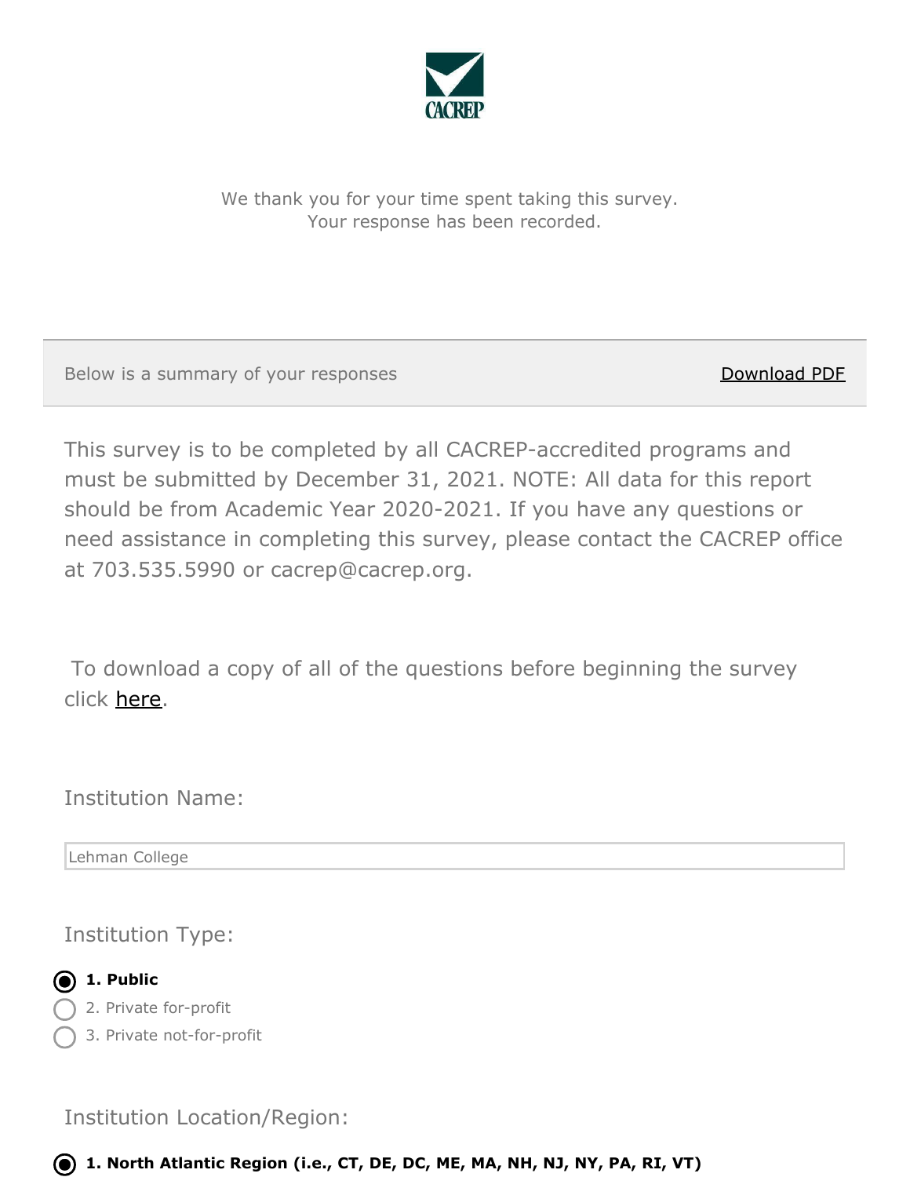CACREP

We thank you for your time spent taking this survey.
Your response has been recorded.

Below is a summary of your responses | Download PDF

This survey is to be completed by all CACREP-accredited programs and must be submitted by December 31, 2021. NOTE: All data for this report should be from Academic Year 2020-2021. If you have any questions or need assistance in completing this survey, please contact the CACREP office at 703.535.5990 or cacrep@cacrep.org.

To download a copy of all of the questions before beginning the survey click here.

Institution Name:

Lehman College

Institution Type:

- ◉ **1. Public**
- ○ 2. Private for-profit
- ○ 3. Private not-for-profit

Institution Location/Region:

- ◉ **1. North Atlantic Region (i.e., CT, DE, DC, ME, MA, NH, NJ, NY, PA, RI, VT)**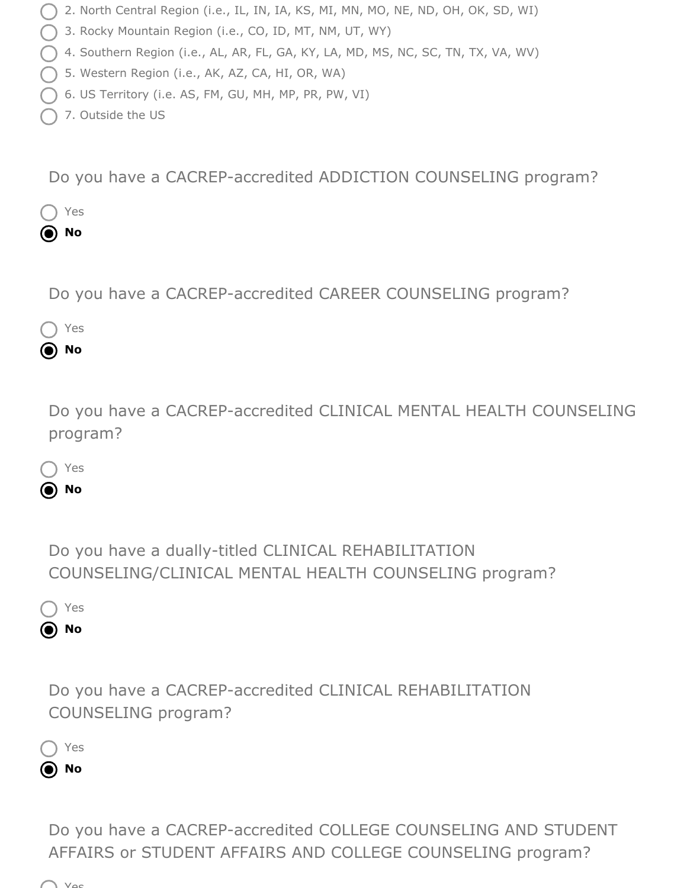- ○ 2. North Central Region (i.e., IL, IN, IA, KS, MI, MN, MO, NE, ND, OH, OK, SD, WI)
- ○ 3. Rocky Mountain Region (i.e., CO, ID, MT, NM, UT, WY)
- ○ 4. Southern Region (i.e., AL, AR, FL, GA, KY, LA, MD, MS, NC, SC, TN, TX, VA, WV)
- ○ 5. Western Region (i.e., AK, AZ, CA, HI, OR, WA)
- ○ 6. US Territory (i.e. AS, FM, GU, MH, MP, PR, PW, VI)
- ○ 7. Outside the US

Do you have a CACREP-accredited ADDICTION COUNSELING program?

- ○ Yes
- ◉ **No**

Do you have a CACREP-accredited CAREER COUNSELING program?

- ○ Yes
- ◉ **No**

Do you have a CACREP-accredited CLINICAL MENTAL HEALTH COUNSELING program?

- ○ Yes
- ◉ **No**

Do you have a dually-titled CLINICAL REHABILITATION COUNSELING/CLINICAL MENTAL HEALTH COUNSELING program?

- ○ Yes
- ◉ **No**

Do you have a CACREP-accredited CLINICAL REHABILITATION COUNSELING program?

- ○ Yes
- ◉ **No**

Do you have a CACREP-accredited COLLEGE COUNSELING AND STUDENT AFFAIRS or STUDENT AFFAIRS AND COLLEGE COUNSELING program?

- ○ Yes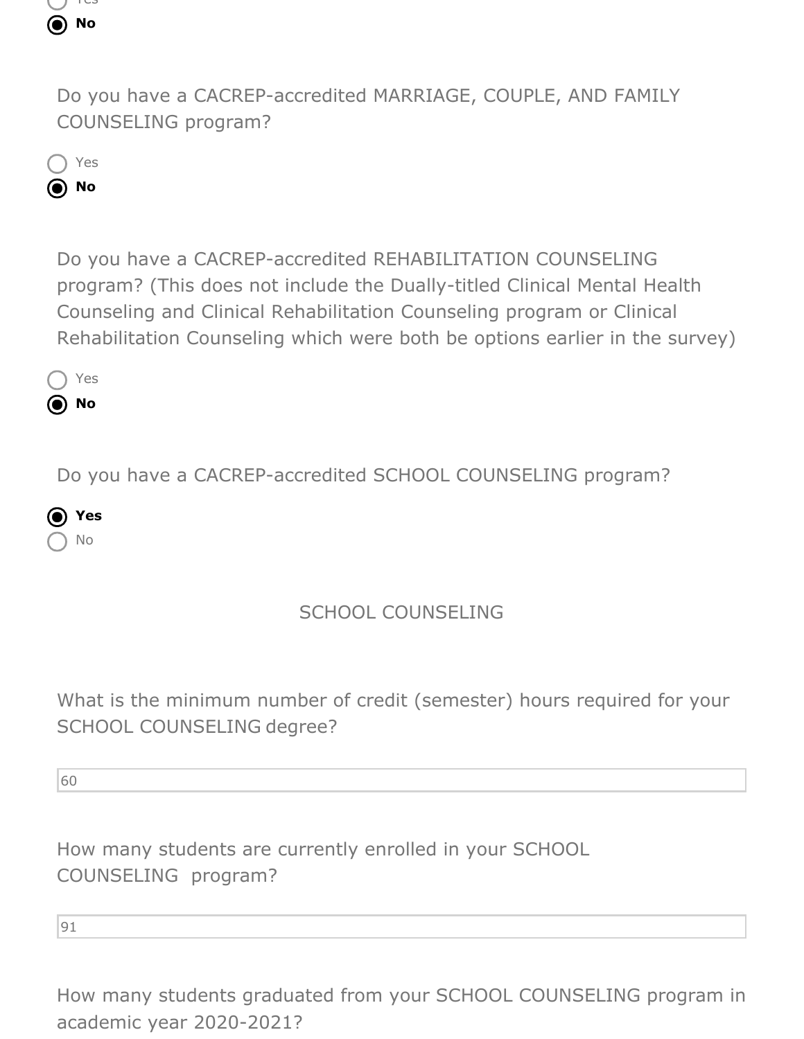- ( ) Yes
- (●) **No**

Do you have a CACREP-accredited MARRIAGE, COUPLE, AND FAMILY COUNSELING program?

- ( ) Yes
- (●) **No**

Do you have a CACREP-accredited REHABILITATION COUNSELING program? (This does not include the Dually-titled Clinical Mental Health Counseling and Clinical Rehabilitation Counseling program or Clinical Rehabilitation Counseling which were both be options earlier in the survey)

- ( ) Yes
- (●) **No**

Do you have a CACREP-accredited SCHOOL COUNSELING program?

- (●) **Yes**
- ( ) No

## SCHOOL COUNSELING

What is the minimum number of credit (semester) hours required for your SCHOOL COUNSELING degree?

60

How many students are currently enrolled in your SCHOOL COUNSELING program?

91

How many students graduated from your SCHOOL COUNSELING program in academic year 2020-2021?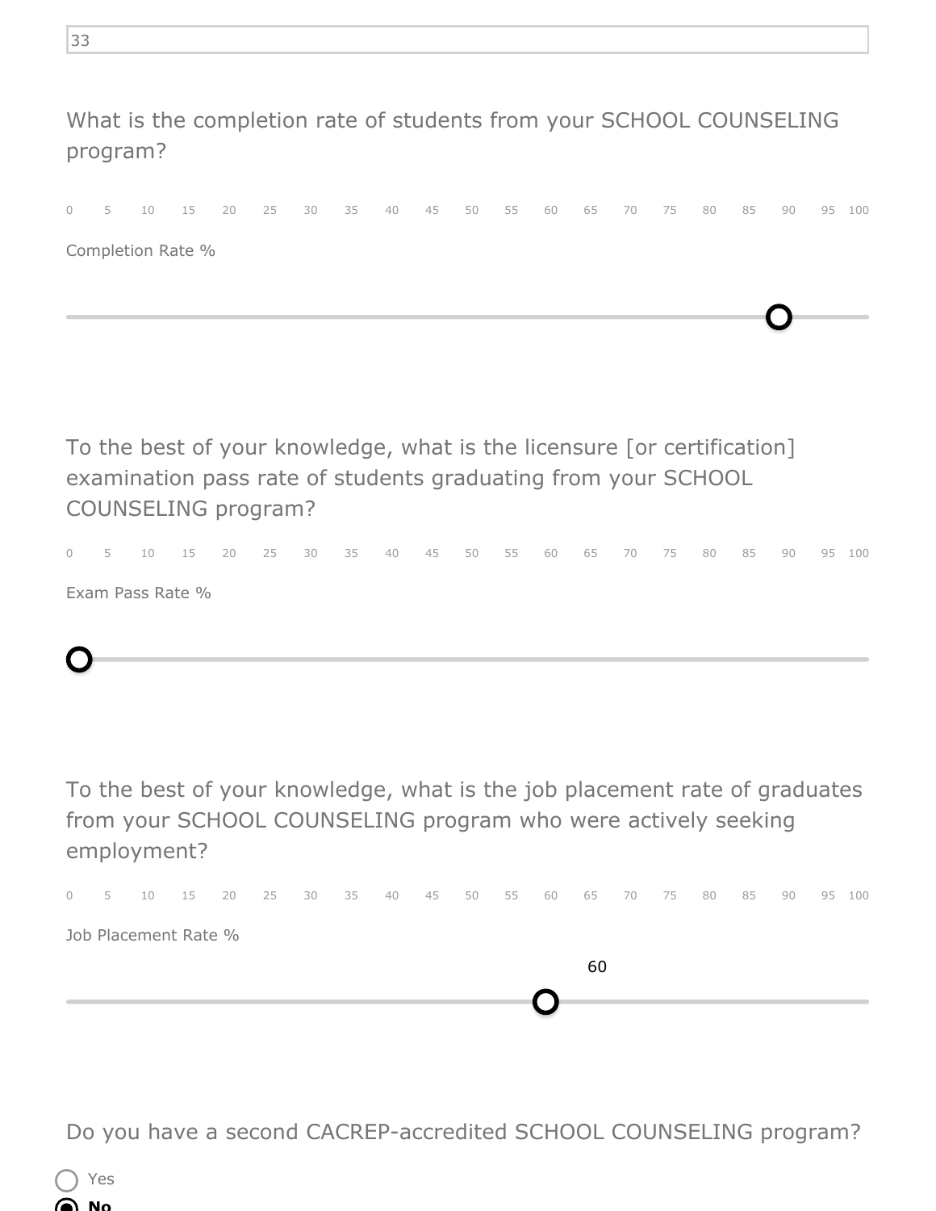33

What is the completion rate of students from your SCHOOL COUNSELING program?

0 5 10 15 20 25 30 35 40 45 50 55 60 65 70 75 80 85 90 95 100

Completion Rate %

To the best of your knowledge, what is the licensure [or certification] examination pass rate of students graduating from your SCHOOL COUNSELING program?

0 5 10 15 20 25 30 35 40 45 50 55 60 65 70 75 80 85 90 95 100

Exam Pass Rate %

To the best of your knowledge, what is the job placement rate of graduates from your SCHOOL COUNSELING program who were actively seeking employment?

0 5 10 15 20 25 30 35 40 45 50 55 60 65 70 75 80 85 90 95 100

Job Placement Rate %

60

Do you have a second CACREP-accredited SCHOOL COUNSELING program?

- ○ Yes
- ◉ **No**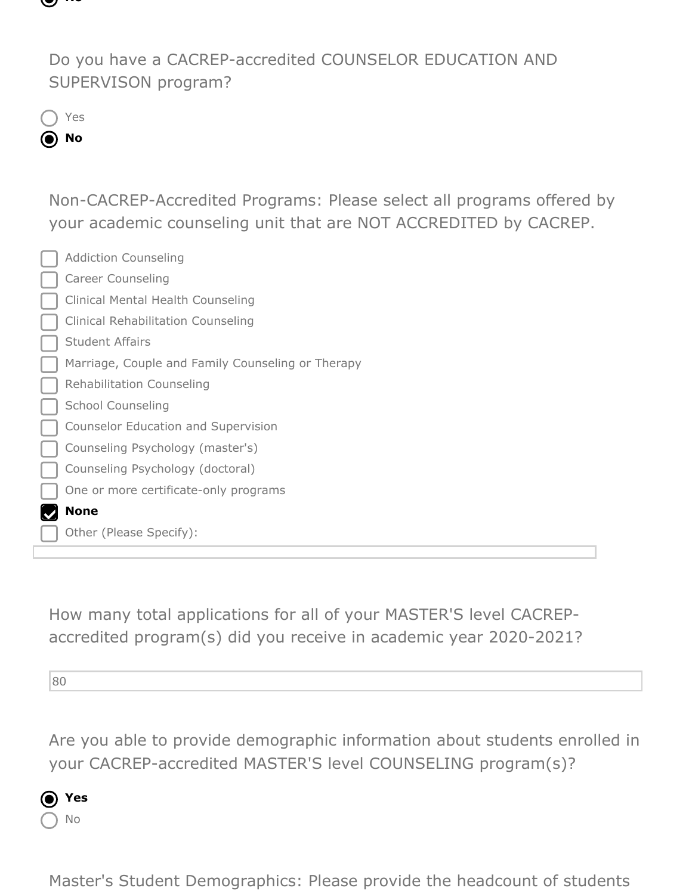Do you have a CACREP-accredited COUNSELOR EDUCATION AND SUPERVISON program?

- ○ Yes
- ● **No**

Non-CACREP-Accredited Programs: Please select all programs offered by your academic counseling unit that are NOT ACCREDITED by CACREP.

- [ ] Addiction Counseling
- [ ] Career Counseling
- [ ] Clinical Mental Health Counseling
- [ ] Clinical Rehabilitation Counseling
- [ ] Student Affairs
- [ ] Marriage, Couple and Family Counseling or Therapy
- [ ] Rehabilitation Counseling
- [ ] School Counseling
- [ ] Counselor Education and Supervision
- [ ] Counseling Psychology (master's)
- [ ] Counseling Psychology (doctoral)
- [ ] One or more certificate-only programs
- [x] **None**
- [ ] Other (Please Specify):

How many total applications for all of your MASTER'S level CACREP-accredited program(s) did you receive in academic year 2020-2021?

80

Are you able to provide demographic information about students enrolled in your CACREP-accredited MASTER'S level COUNSELING program(s)?

- ● **Yes**
- ○ No

Master's Student Demographics: Please provide the headcount of students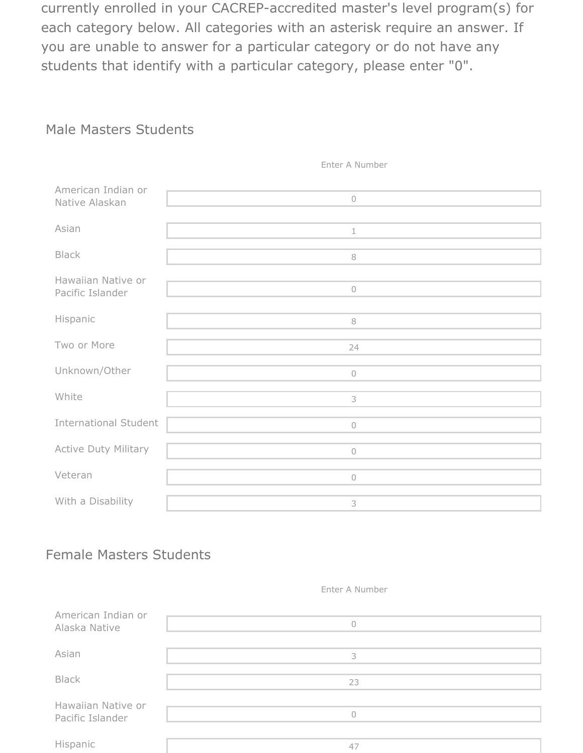currently enrolled in your CACREP-accredited master's level program(s) for each category below. All categories with an asterisk require an answer. If you are unable to answer for a particular category or do not have any students that identify with a particular category, please enter "0".

### Male Masters Students

| | Enter A Number |
|---|---|
| American Indian or Native Alaskan | 0 |
| Asian | 1 |
| Black | 8 |
| Hawaiian Native or Pacific Islander | 0 |
| Hispanic | 8 |
| Two or More | 24 |
| Unknown/Other | 0 |
| White | 3 |
| International Student | 0 |
| Active Duty Military | 0 |
| Veteran | 0 |
| With a Disability | 3 |

### Female Masters Students

| | Enter A Number |
|---|---|
| American Indian or Alaska Native | 0 |
| Asian | 3 |
| Black | 23 |
| Hawaiian Native or Pacific Islander | 0 |
| Hispanic | 47 |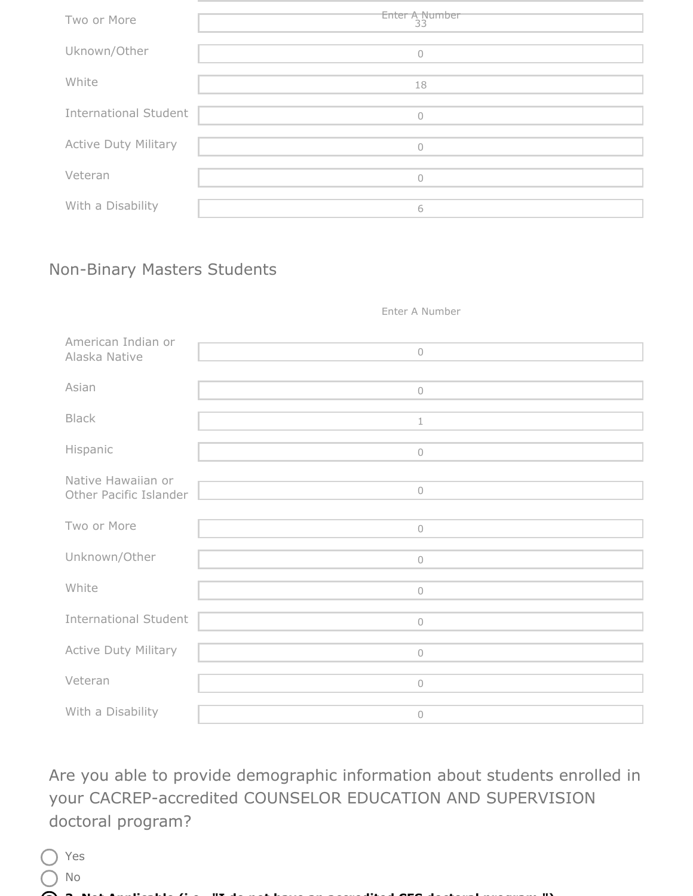| | Enter A Number |
|---|---|
| Two or More | 33 |
| Uknown/Other | 0 |
| White | 18 |
| International Student | 0 |
| Active Duty Military | 0 |
| Veteran | 0 |
| With a Disability | 6 |

## Non-Binary Masters Students

| | Enter A Number |
|---|---|
| American Indian or Alaska Native | 0 |
| Asian | 0 |
| Black | 1 |
| Hispanic | 0 |
| Native Hawaiian or Other Pacific Islander | 0 |
| Two or More | 0 |
| Unknown/Other | 0 |
| White | 0 |
| International Student | 0 |
| Active Duty Military | 0 |
| Veteran | 0 |
| With a Disability | 0 |

Are you able to provide demographic information about students enrolled in your CACREP-accredited COUNSELOR EDUCATION AND SUPERVISION doctoral program?

- Yes
- No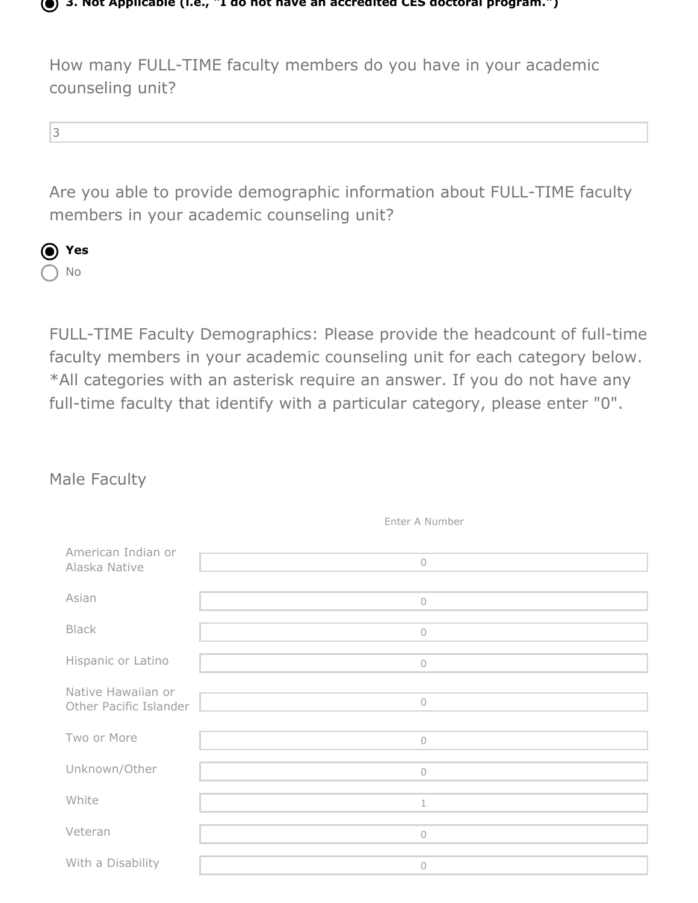◉ **3. Not Applicable (i.e., "I do not have an accredited CES doctoral program.")**

How many FULL-TIME faculty members do you have in your academic counseling unit?

3

Are you able to provide demographic information about FULL-TIME faculty members in your academic counseling unit?

◉ **Yes**
○ No

FULL-TIME Faculty Demographics: Please provide the headcount of full-time faculty members in your academic counseling unit for each category below. *All categories with an asterisk require an answer. If you do not have any full-time faculty that identify with a particular category, please enter "0".

Male Faculty

| | Enter A Number |
|---|---|
| American Indian or Alaska Native | 0 |
| Asian | 0 |
| Black | 0 |
| Hispanic or Latino | 0 |
| Native Hawaiian or Other Pacific Islander | 0 |
| Two or More | 0 |
| Unknown/Other | 0 |
| White | 1 |
| Veteran | 0 |
| With a Disability | 0 |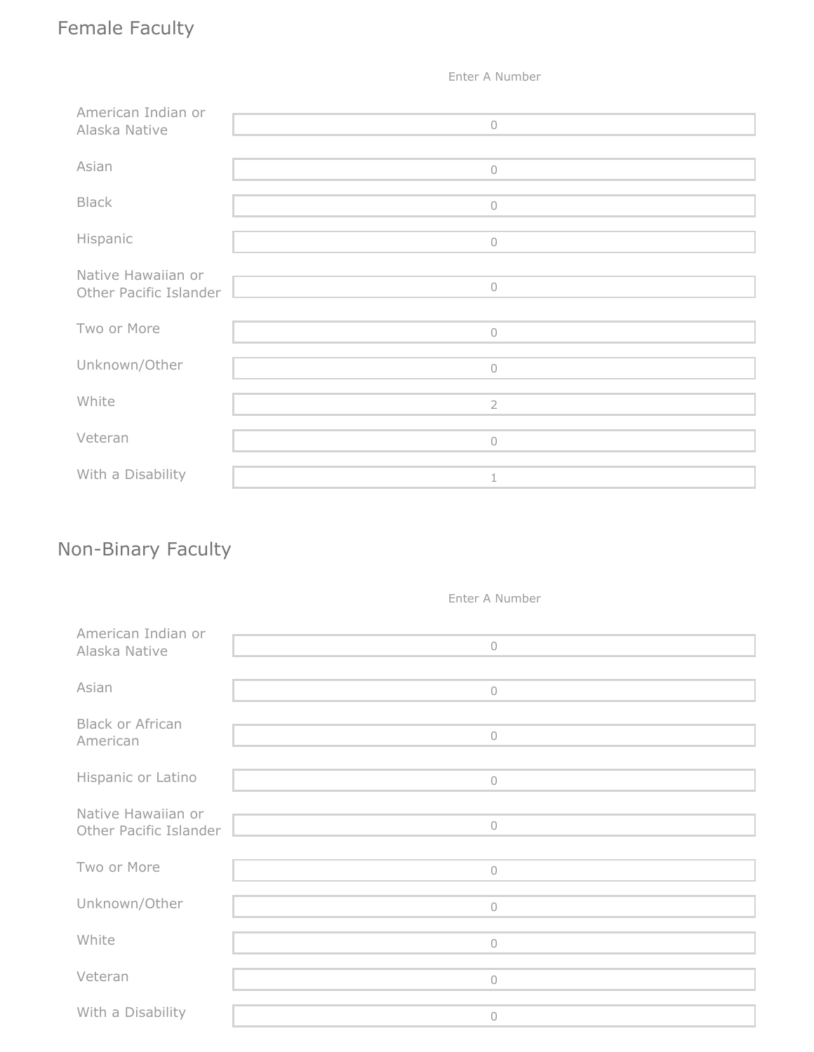## Female Faculty

| | Enter A Number |
|---|---|
| American Indian or Alaska Native | 0 |
| Asian | 0 |
| Black | 0 |
| Hispanic | 0 |
| Native Hawaiian or Other Pacific Islander | 0 |
| Two or More | 0 |
| Unknown/Other | 0 |
| White | 2 |
| Veteran | 0 |
| With a Disability | 1 |

## Non-Binary Faculty

| | Enter A Number |
|---|---|
| American Indian or Alaska Native | 0 |
| Asian | 0 |
| Black or African American | 0 |
| Hispanic or Latino | 0 |
| Native Hawaiian or Other Pacific Islander | 0 |
| Two or More | 0 |
| Unknown/Other | 0 |
| White | 0 |
| Veteran | 0 |
| With a Disability | 0 |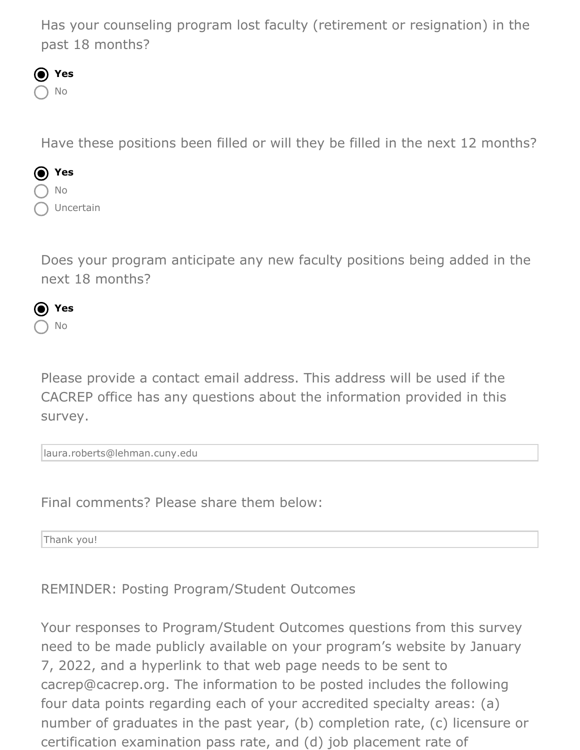Has your counseling program lost faculty (retirement or resignation) in the past 18 months?

- ◉ **Yes**
- ○ No

Have these positions been filled or will they be filled in the next 12 months?

- ◉ **Yes**
- ○ No
- ○ Uncertain

Does your program anticipate any new faculty positions being added in the next 18 months?

- ◉ **Yes**
- ○ No

Please provide a contact email address. This address will be used if the CACREP office has any questions about the information provided in this survey.

laura.roberts@lehman.cuny.edu

Final comments? Please share them below:

Thank you!

REMINDER: Posting Program/Student Outcomes

Your responses to Program/Student Outcomes questions from this survey need to be made publicly available on your program's website by January 7, 2022, and a hyperlink to that web page needs to be sent to cacrep@cacrep.org. The information to be posted includes the following four data points regarding each of your accredited specialty areas: (a) number of graduates in the past year, (b) completion rate, (c) licensure or certification examination pass rate, and (d) job placement rate of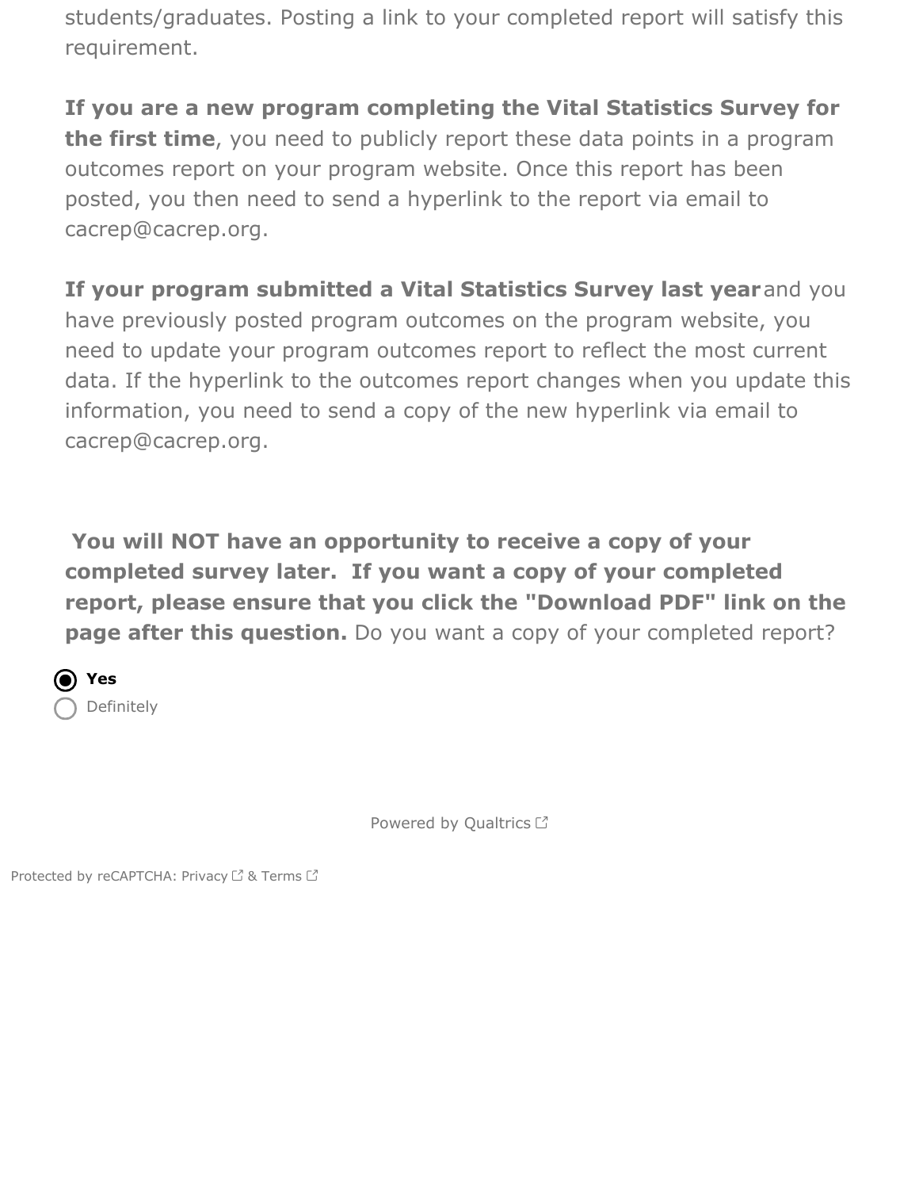students/graduates. Posting a link to your completed report will satisfy this requirement.

**If you are a new program completing the Vital Statistics Survey for the first time**, you need to publicly report these data points in a program outcomes report on your program website. Once this report has been posted, you then need to send a hyperlink to the report via email to cacrep@cacrep.org.

**If your program submitted a Vital Statistics Survey last year** and you have previously posted program outcomes on the program website, you need to update your program outcomes report to reflect the most current data. If the hyperlink to the outcomes report changes when you update this information, you need to send a copy of the new hyperlink via email to cacrep@cacrep.org.

**You will NOT have an opportunity to receive a copy of your completed survey later. If you want a copy of your completed report, please ensure that you click the "Download PDF" link on the page after this question.** Do you want a copy of your completed report?

- (●) **Yes**
- ( ) Definitely

Powered by Qualtrics

Protected by reCAPTCHA: Privacy & Terms